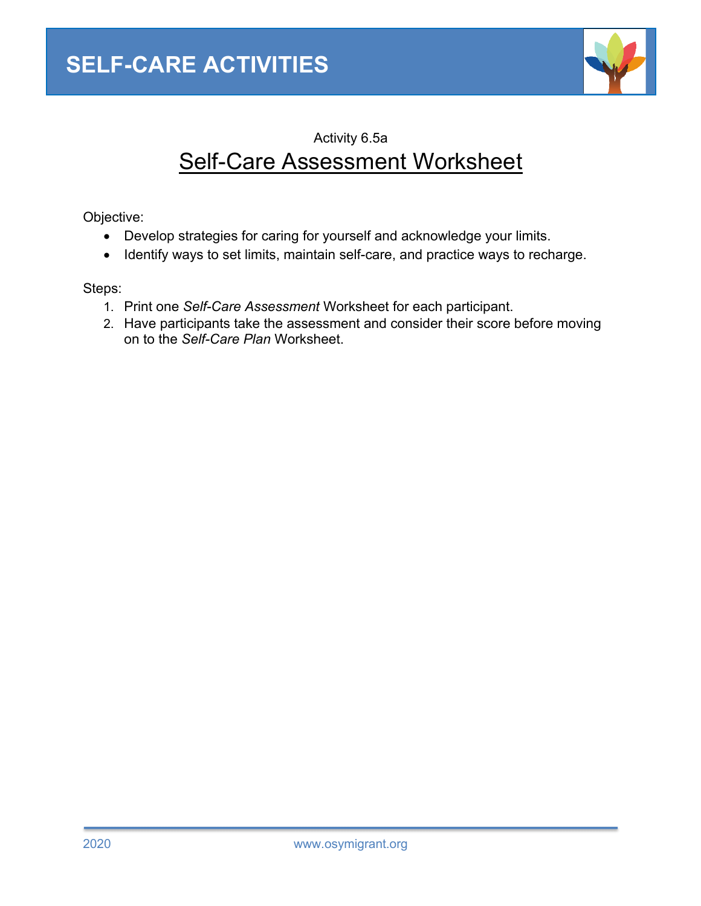# SELF-CARE ACTIVITIES

Activity 6.5a

## Self-Care Assessment Worksheet

Objective:

- Develop strategies for caring for yourself and acknowledge your limits.
- Identify ways to set limits, maintain self-care, and practice ways to recharge.

Steps:

1. Print one *Self-Care Assessment* Worksheet for each participant.
2. Have participants take the assessment and consider their score before moving on to the *Self-Care Plan* Worksheet.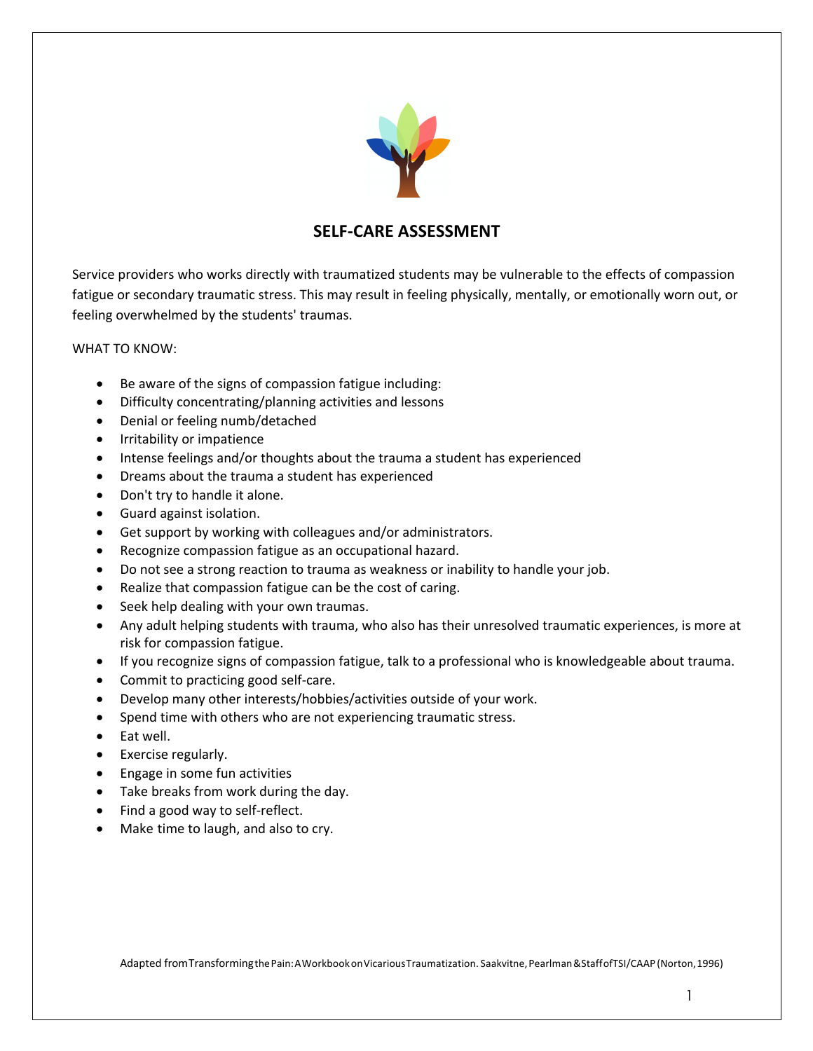# SELF-CARE ASSESSMENT

Service providers who works directly with traumatized students may be vulnerable to the effects of compassion fatigue or secondary traumatic stress. This may result in feeling physically, mentally, or emotionally worn out, or feeling overwhelmed by the students' traumas.

WHAT TO KNOW:

- Be aware of the signs of compassion fatigue including:
- Difficulty concentrating/planning activities and lessons
- Denial or feeling numb/detached
- Irritability or impatience
- Intense feelings and/or thoughts about the trauma a student has experienced
- Dreams about the trauma a student has experienced
- Don't try to handle it alone.
- Guard against isolation.
- Get support by working with colleagues and/or administrators.
- Recognize compassion fatigue as an occupational hazard.
- Do not see a strong reaction to trauma as weakness or inability to handle your job.
- Realize that compassion fatigue can be the cost of caring.
- Seek help dealing with your own traumas.
- Any adult helping students with trauma, who also has their unresolved traumatic experiences, is more at risk for compassion fatigue.
- If you recognize signs of compassion fatigue, talk to a professional who is knowledgeable about trauma.
- Commit to practicing good self-care.
- Develop many other interests/hobbies/activities outside of your work.
- Spend time with others who are not experiencing traumatic stress.
- Eat well.
- Exercise regularly.
- Engage in some fun activities
- Take breaks from work during the day.
- Find a good way to self-reflect.
- Make time to laugh, and also to cry.

Adapted from Transforming the Pain: A Workbook on Vicarious Traumatization. Saakvitne, Pearlman & Staff of TSI/CAAP (Norton, 1996)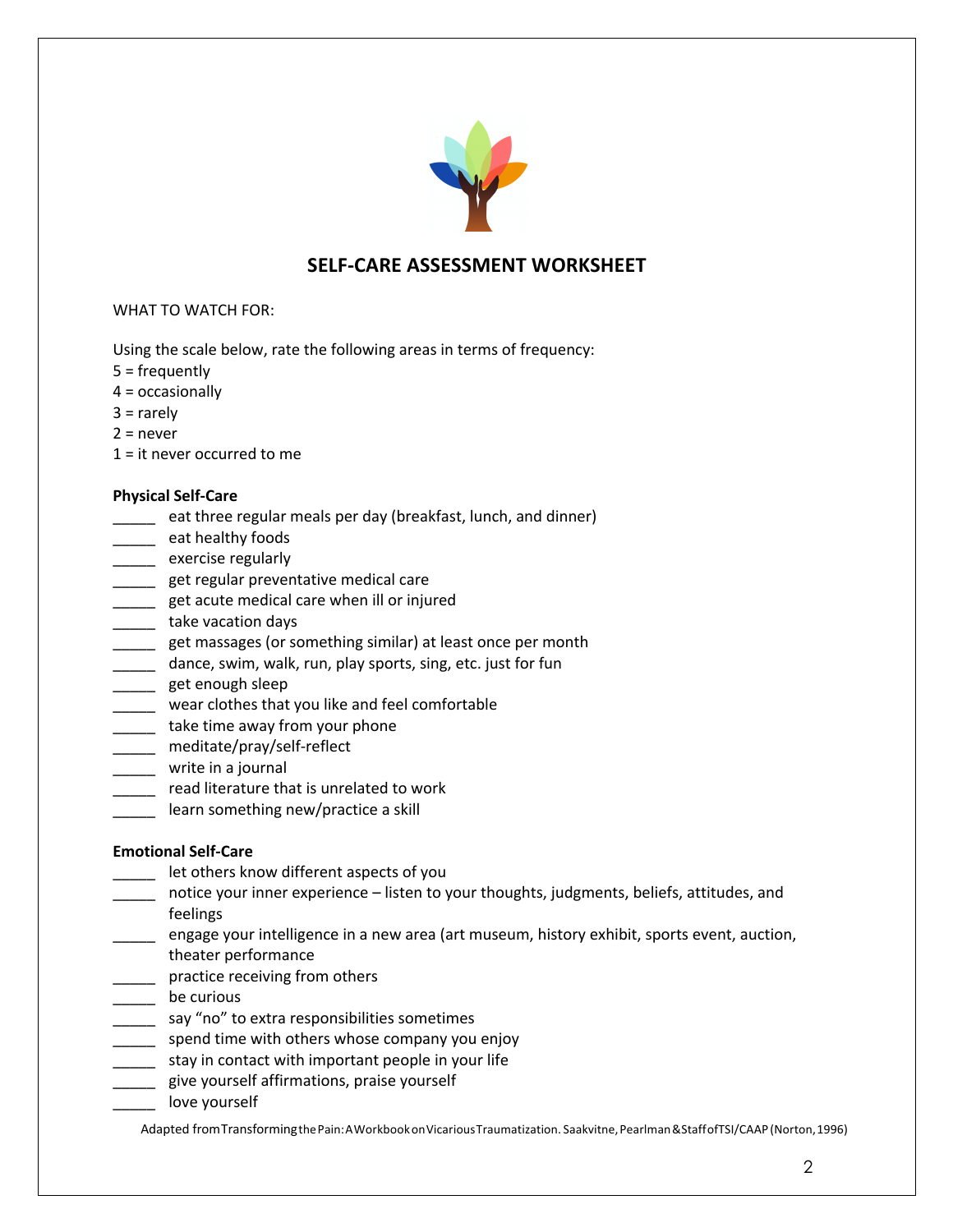## SELF-CARE ASSESSMENT WORKSHEET

WHAT TO WATCH FOR:

Using the scale below, rate the following areas in terms of frequency:

5 = frequently
4 = occasionally
3 = rarely
2 = never
1 = it never occurred to me

**Physical Self-Care**

_____ eat three regular meals per day (breakfast, lunch, and dinner)
_____ eat healthy foods
_____ exercise regularly
_____ get regular preventative medical care
_____ get acute medical care when ill or injured
_____ take vacation days
_____ get massages (or something similar) at least once per month
_____ dance, swim, walk, run, play sports, sing, etc. just for fun
_____ get enough sleep
_____ wear clothes that you like and feel comfortable
_____ take time away from your phone
_____ meditate/pray/self-reflect
_____ write in a journal
_____ read literature that is unrelated to work
_____ learn something new/practice a skill

**Emotional Self-Care**

_____ let others know different aspects of you
_____ notice your inner experience – listen to your thoughts, judgments, beliefs, attitudes, and feelings
_____ engage your intelligence in a new area (art museum, history exhibit, sports event, auction, theater performance
_____ practice receiving from others
_____ be curious
_____ say "no" to extra responsibilities sometimes
_____ spend time with others whose company you enjoy
_____ stay in contact with important people in your life
_____ give yourself affirmations, praise yourself
_____ love yourself

Adapted from Transforming the Pain: A Workbook on Vicarious Traumatization. Saakvitne, Pearlman & Staff of TSI/CAAP (Norton, 1996)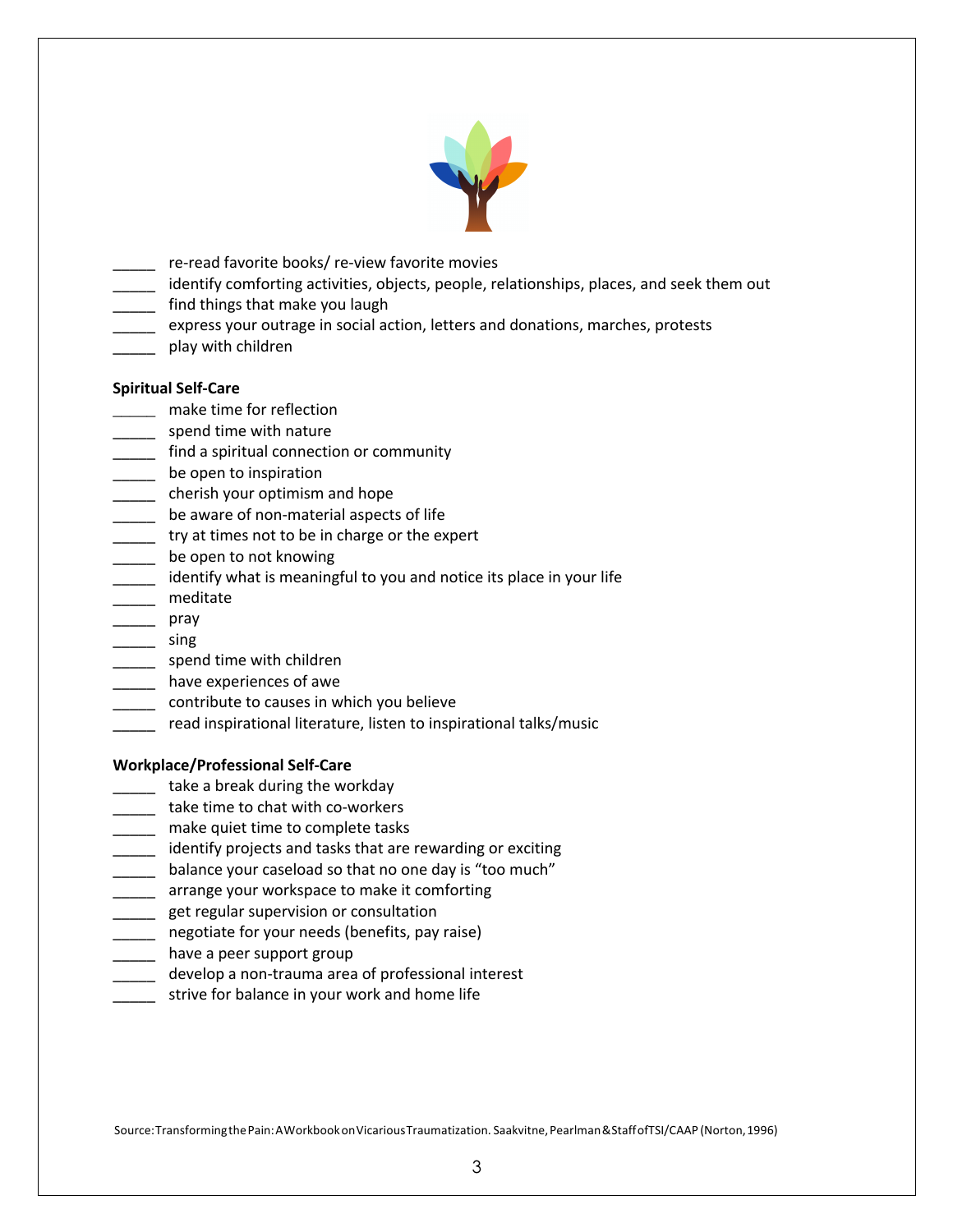_____ re-read favorite books/ re-view favorite movies
_____ identify comforting activities, objects, people, relationships, places, and seek them out
_____ find things that make you laugh
_____ express your outrage in social action, letters and donations, marches, protests
_____ play with children

**Spiritual Self-Care**

_____ make time for reflection
_____ spend time with nature
_____ find a spiritual connection or community
_____ be open to inspiration
_____ cherish your optimism and hope
_____ be aware of non-material aspects of life
_____ try at times not to be in charge or the expert
_____ be open to not knowing
_____ identify what is meaningful to you and notice its place in your life
_____ meditate
_____ pray
_____ sing
_____ spend time with children
_____ have experiences of awe
_____ contribute to causes in which you believe
_____ read inspirational literature, listen to inspirational talks/music

**Workplace/Professional Self-Care**

_____ take a break during the workday
_____ take time to chat with co-workers
_____ make quiet time to complete tasks
_____ identify projects and tasks that are rewarding or exciting
_____ balance your caseload so that no one day is "too much"
_____ arrange your workspace to make it comforting
_____ get regular supervision or consultation
_____ negotiate for your needs (benefits, pay raise)
_____ have a peer support group
_____ develop a non-trauma area of professional interest
_____ strive for balance in your work and home life

Source: Transforming the Pain: A Workbook on Vicarious Traumatization. Saakvitne, Pearlman & Staff of TSI/CAAP (Norton, 1996)